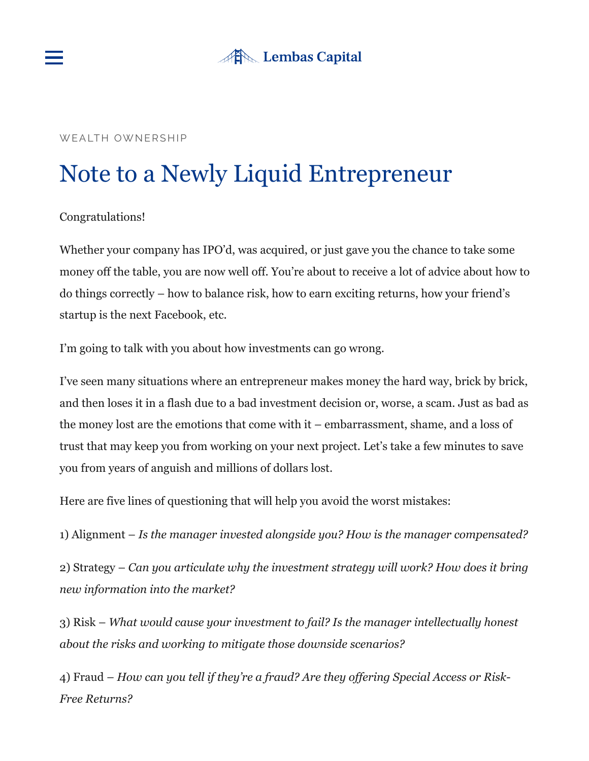WEALTH OWNERSHIP

# Note to a Newly Liquid Entrepreneur

Congratulations!

Whether your company has IPO'd, was acquired, or just gave you the chance to take some money off the table, you are now well off. You're about to receive a lot of advice about how to do things correctly – how to balance risk, how to earn exciting returns, how your friend's startup is the next Facebook, etc.

I'm going to talk with you about how investments can go wrong.

I've seen many situations where an entrepreneur makes money the hard way, brick by brick, and then loses it in a flash due to a bad investment decision or, worse, a scam. Just as bad as the money lost are the emotions that come with it – embarrassment, shame, and a loss of trust that may keep you from working on your next project. Let's take a few minutes to save you from years of anguish and millions of dollars lost.

Here are five lines of questioning that will help you avoid the worst mistakes:

1) Alignment – *Is the manager invested alongside you? How is the manager compensated?*

2) Strategy – *Can you articulate why the investment strategy will work? How does it bring new information into the market?*

3) Risk – *What would cause your investment to fail? Is the manager intellectually honest about the risks and working to mitigate those downside scenarios?*

4) Fraud – *How can you tell if they're a fraud? Are they offering Special Access or Risk-Free Returns?*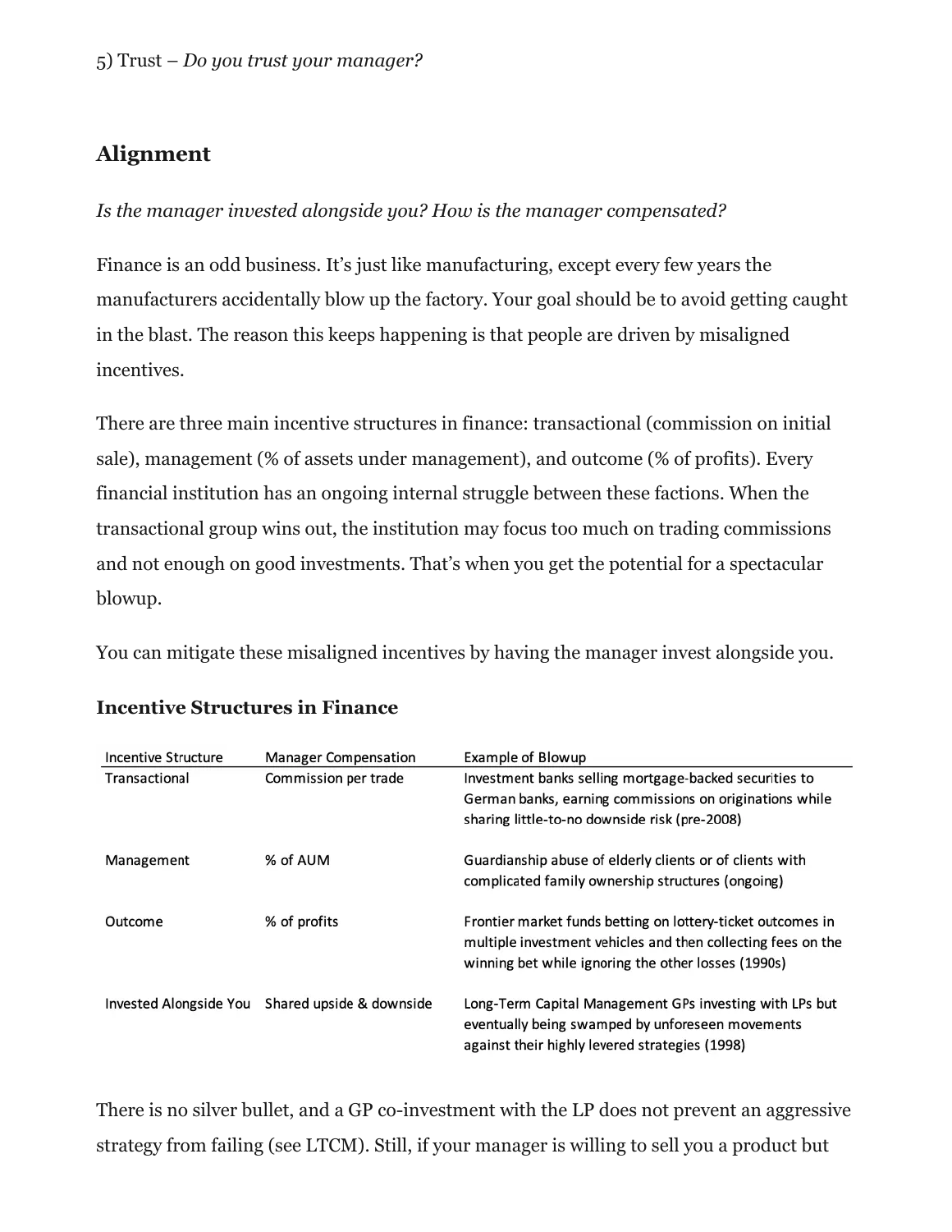5) Trust – *Do you trust your manager?*

## Alignment

*Is the manager invested alongside you? How is the manager compensated?*

Finance is an odd business. It's just like manufacturing, except every few years the manufacturers accidentally blow up the factory. Your goal should be to avoid getting caught in the blast. The reason this keeps happening is that people are driven by misaligned incentives.

There are three main incentive structures in finance: transactional (commission on initial sale), management (% of assets under management), and outcome (% of profits). Every financial institution has an ongoing internal struggle between these factions. When the transactional group wins out, the institution may focus too much on trading commissions and not enough on good investments. That's when you get the potential for a spectacular blowup.

You can mitigate these misaligned incentives by having the manager invest alongside you.

**Incentive Structures in Finance**

| Incentive Structure | Manager Compensation | Example of Blowup |
|---|---|---|
| Transactional | Commission per trade | Investment banks selling mortgage-backed securities to German banks, earning commissions on originations while sharing little-to-no downside risk (pre-2008) |
| Management | % of AUM | Guardianship abuse of elderly clients or of clients with complicated family ownership structures (ongoing) |
| Outcome | % of profits | Frontier market funds betting on lottery-ticket outcomes in multiple investment vehicles and then collecting fees on the winning bet while ignoring the other losses (1990s) |
| Invested Alongside You | Shared upside & downside | Long-Term Capital Management GPs investing with LPs but eventually being swamped by unforeseen movements against their highly levered strategies (1998) |

There is no silver bullet, and a GP co-investment with the LP does not prevent an aggressive strategy from failing (see LTCM). Still, if your manager is willing to sell you a product but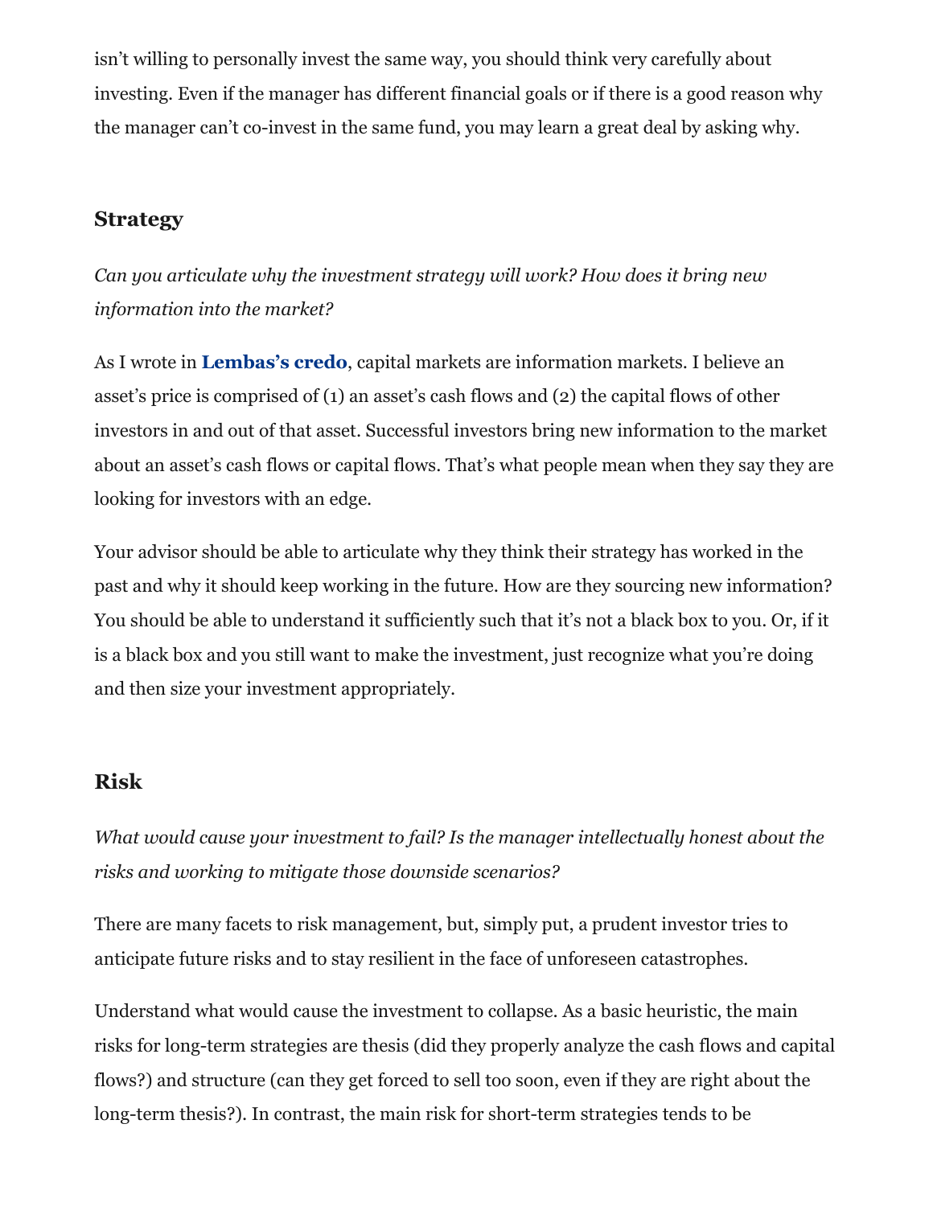isn't willing to personally invest the same way, you should think very carefully about investing. Even if the manager has different financial goals or if there is a good reason why the manager can't co-invest in the same fund, you may learn a great deal by asking why.

## Strategy

*Can you articulate why the investment strategy will work? How does it bring new information into the market?*

As I wrote in **Lembas's credo**, capital markets are information markets. I believe an asset's price is comprised of (1) an asset's cash flows and (2) the capital flows of other investors in and out of that asset. Successful investors bring new information to the market about an asset's cash flows or capital flows. That's what people mean when they say they are looking for investors with an edge.

Your advisor should be able to articulate why they think their strategy has worked in the past and why it should keep working in the future. How are they sourcing new information? You should be able to understand it sufficiently such that it's not a black box to you. Or, if it is a black box and you still want to make the investment, just recognize what you're doing and then size your investment appropriately.

## Risk

*What would cause your investment to fail? Is the manager intellectually honest about the risks and working to mitigate those downside scenarios?*

There are many facets to risk management, but, simply put, a prudent investor tries to anticipate future risks and to stay resilient in the face of unforeseen catastrophes.

Understand what would cause the investment to collapse. As a basic heuristic, the main risks for long-term strategies are thesis (did they properly analyze the cash flows and capital flows?) and structure (can they get forced to sell too soon, even if they are right about the long-term thesis?). In contrast, the main risk for short-term strategies tends to be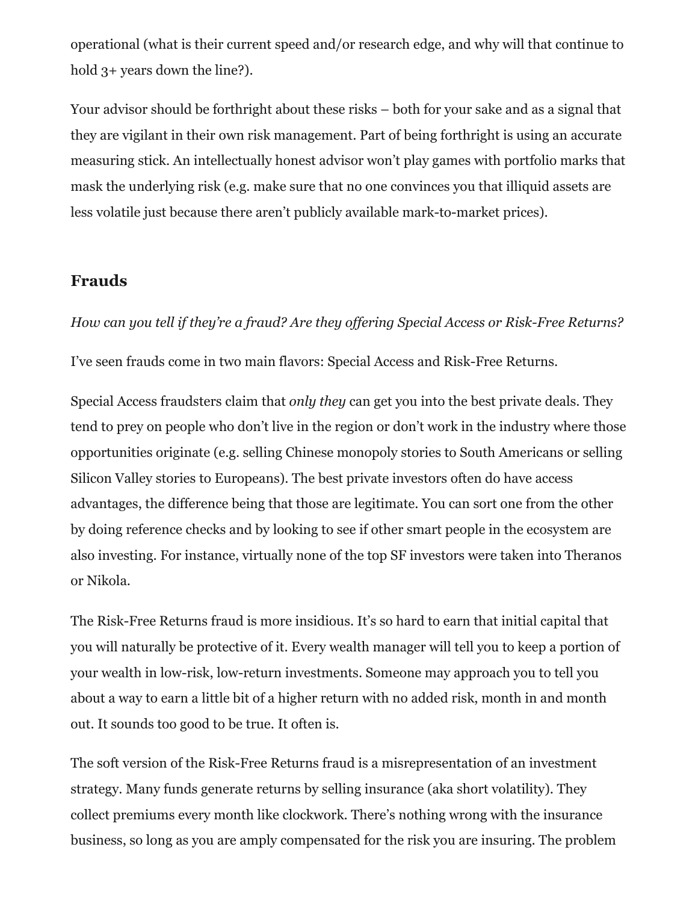operational (what is their current speed and/or research edge, and why will that continue to hold 3+ years down the line?).

Your advisor should be forthright about these risks – both for your sake and as a signal that they are vigilant in their own risk management. Part of being forthright is using an accurate measuring stick. An intellectually honest advisor won't play games with portfolio marks that mask the underlying risk (e.g. make sure that no one convinces you that illiquid assets are less volatile just because there aren't publicly available mark-to-market prices).

## Frauds

*How can you tell if they're a fraud? Are they offering Special Access or Risk-Free Returns?*

I've seen frauds come in two main flavors: Special Access and Risk-Free Returns.

Special Access fraudsters claim that *only they* can get you into the best private deals. They tend to prey on people who don't live in the region or don't work in the industry where those opportunities originate (e.g. selling Chinese monopoly stories to South Americans or selling Silicon Valley stories to Europeans). The best private investors often do have access advantages, the difference being that those are legitimate. You can sort one from the other by doing reference checks and by looking to see if other smart people in the ecosystem are also investing. For instance, virtually none of the top SF investors were taken into Theranos or Nikola.

The Risk-Free Returns fraud is more insidious. It's so hard to earn that initial capital that you will naturally be protective of it. Every wealth manager will tell you to keep a portion of your wealth in low-risk, low-return investments. Someone may approach you to tell you about a way to earn a little bit of a higher return with no added risk, month in and month out. It sounds too good to be true. It often is.

The soft version of the Risk-Free Returns fraud is a misrepresentation of an investment strategy. Many funds generate returns by selling insurance (aka short volatility). They collect premiums every month like clockwork. There's nothing wrong with the insurance business, so long as you are amply compensated for the risk you are insuring. The problem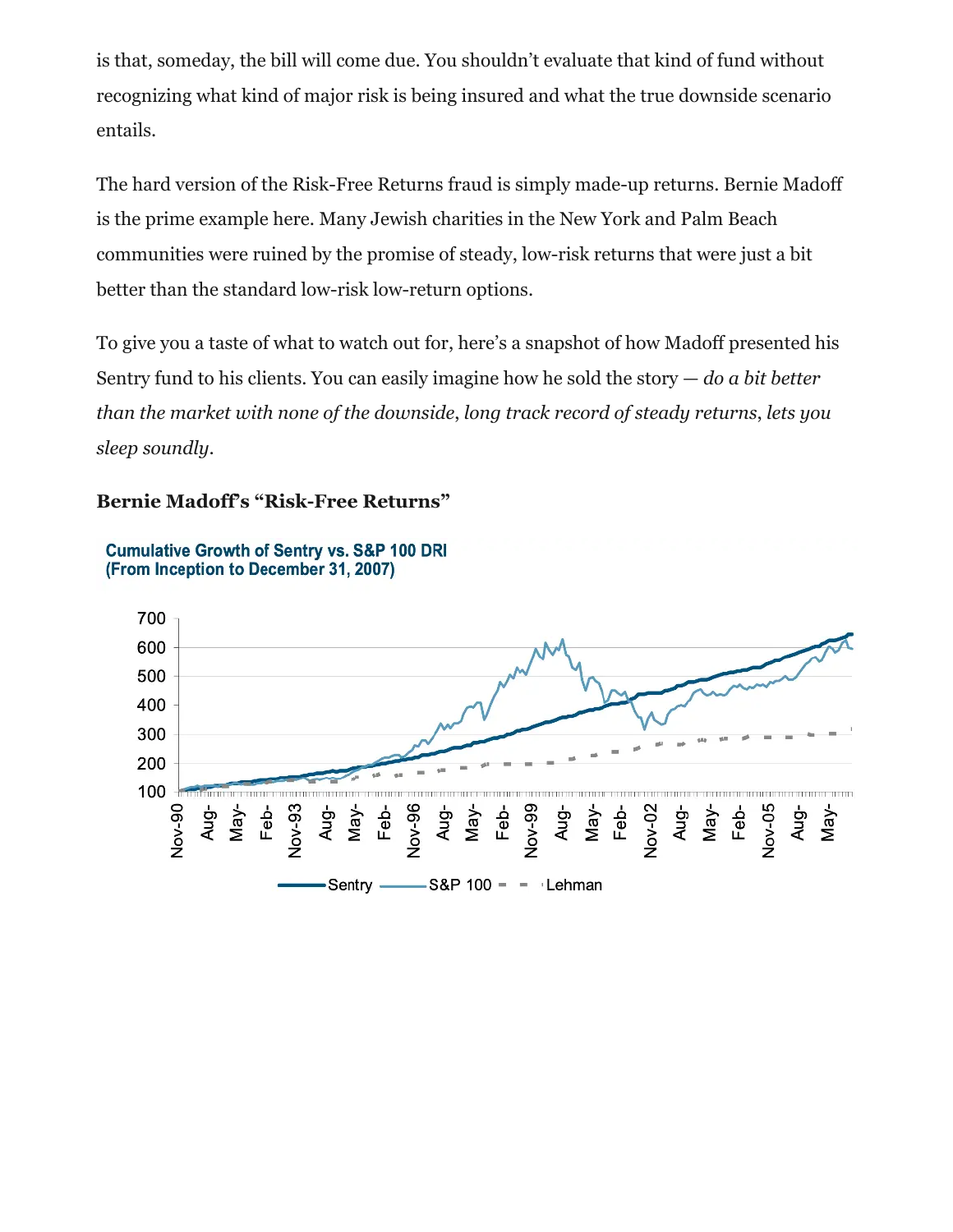is that, someday, the bill will come due. You shouldn't evaluate that kind of fund without recognizing what kind of major risk is being insured and what the true downside scenario entails.

The hard version of the Risk-Free Returns fraud is simply made-up returns. Bernie Madoff is the prime example here. Many Jewish charities in the New York and Palm Beach communities were ruined by the promise of steady, low-risk returns that were just a bit better than the standard low-risk low-return options.

To give you a taste of what to watch out for, here's a snapshot of how Madoff presented his Sentry fund to his clients. You can easily imagine how he sold the story — *do a bit better than the market with none of the downside, long track record of steady returns, lets you sleep soundly*.

**Bernie Madoff's "Risk-Free Returns"**

Cumulative Growth of Sentry vs. S&P 100 DRI
(From Inception to December 31, 2007)

Sentry — S&P 100 — Lehman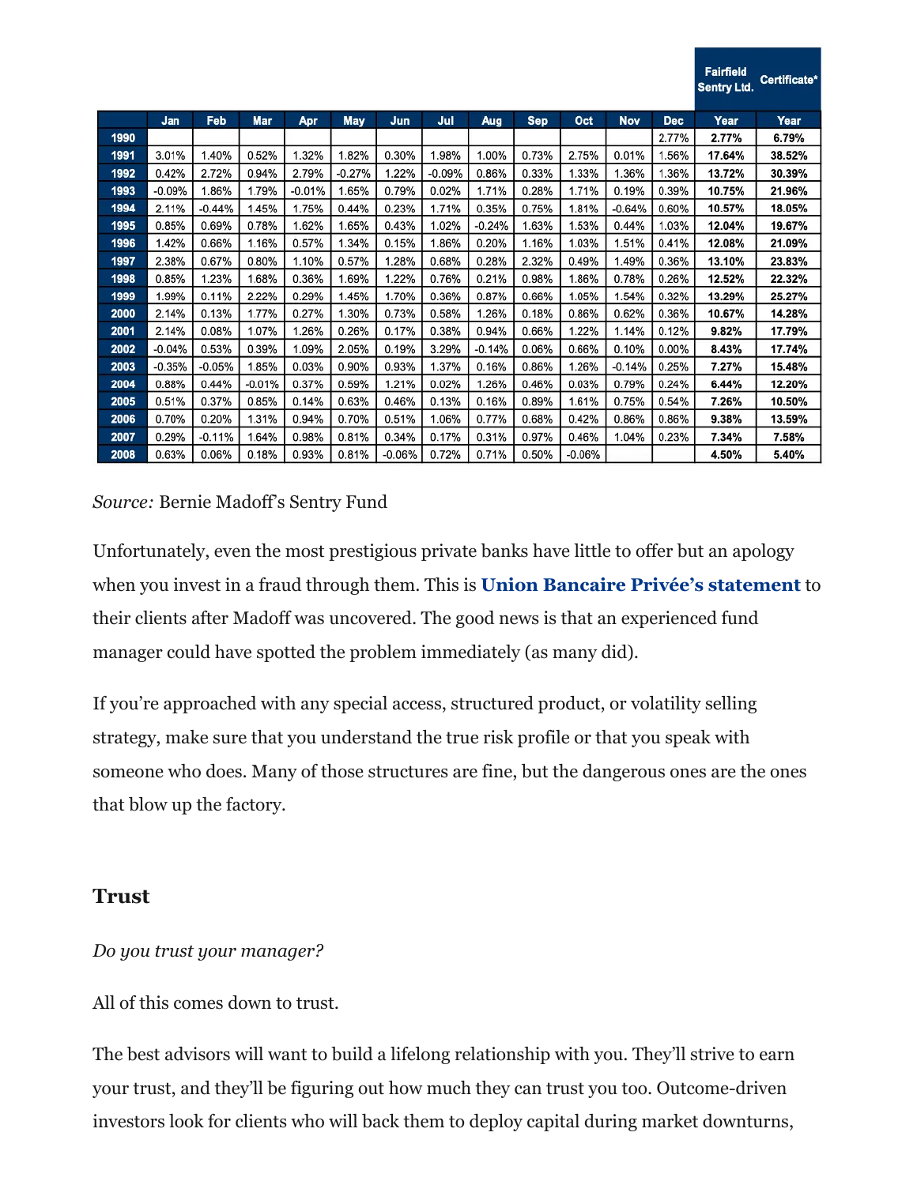| | Jan | Feb | Mar | Apr | May | Jun | Jul | Aug | Sep | Oct | Nov | Dec | Fairfield Sentry Ltd. Year | Certificate* Year |
|---|---|---|---|---|---|---|---|---|---|---|---|---|---|---|
| 1990 | | | | | | | | | | | | 2.77% | 2.77% | 6.79% |
| 1991 | 3.01% | 1.40% | 0.52% | 1.32% | 1.82% | 0.30% | 1.98% | 1.00% | 0.73% | 2.75% | 0.01% | 1.56% | 17.64% | 38.52% |
| 1992 | 0.42% | 2.72% | 0.94% | 2.79% | -0.27% | 1.22% | -0.09% | 0.86% | 0.33% | 1.33% | 1.36% | 1.36% | 13.72% | 30.39% |
| 1993 | -0.09% | 1.86% | 1.79% | -0.01% | 1.65% | 0.79% | 0.02% | 1.71% | 0.28% | 1.71% | 0.19% | 0.39% | 10.75% | 21.96% |
| 1994 | 2.11% | -0.44% | 1.45% | 1.75% | 0.44% | 0.23% | 1.71% | 0.35% | 0.75% | 1.81% | -0.64% | 0.60% | 10.57% | 18.05% |
| 1995 | 0.85% | 0.69% | 0.78% | 1.62% | 1.65% | 0.43% | 1.02% | -0.24% | 1.63% | 1.53% | 0.44% | 1.03% | 12.04% | 19.67% |
| 1996 | 1.42% | 0.66% | 1.16% | 0.57% | 1.34% | 0.15% | 1.86% | 0.20% | 1.16% | 1.03% | 1.51% | 0.41% | 12.08% | 21.09% |
| 1997 | 2.38% | 0.67% | 0.80% | 1.10% | 0.57% | 1.28% | 0.68% | 0.28% | 2.32% | 0.49% | 1.49% | 0.36% | 13.10% | 23.83% |
| 1998 | 0.85% | 1.23% | 1.68% | 0.36% | 1.69% | 1.22% | 0.76% | 0.21% | 0.98% | 1.86% | 0.78% | 0.26% | 12.52% | 22.32% |
| 1999 | 1.99% | 0.11% | 2.22% | 0.29% | 1.45% | 1.70% | 0.36% | 0.87% | 0.66% | 1.05% | 1.54% | 0.32% | 13.29% | 25.27% |
| 2000 | 2.14% | 0.13% | 1.77% | 0.27% | 1.30% | 0.73% | 0.58% | 1.26% | 0.18% | 0.86% | 0.62% | 0.36% | 10.67% | 14.28% |
| 2001 | 2.14% | 0.08% | 1.07% | 1.26% | 0.26% | 0.17% | 0.38% | 0.94% | 0.66% | 1.22% | 1.14% | 0.12% | 9.82% | 17.79% |
| 2002 | -0.04% | 0.53% | 0.39% | 1.09% | 2.05% | 0.19% | 3.29% | -0.14% | 0.06% | 0.66% | 0.10% | 0.00% | 8.43% | 17.74% |
| 2003 | -0.35% | -0.05% | 1.85% | 0.03% | 0.90% | 0.93% | 1.37% | 0.16% | 0.86% | 1.26% | -0.14% | 0.25% | 7.27% | 15.48% |
| 2004 | 0.88% | 0.44% | -0.01% | 0.37% | 0.59% | 1.21% | 0.02% | 1.26% | 0.46% | 0.03% | 0.79% | 0.24% | 6.44% | 12.20% |
| 2005 | 0.51% | 0.37% | 0.85% | 0.14% | 0.63% | 0.46% | 0.13% | 0.16% | 0.89% | 1.61% | 0.75% | 0.54% | 7.26% | 10.50% |
| 2006 | 0.70% | 0.20% | 1.31% | 0.94% | 0.70% | 0.51% | 1.06% | 0.77% | 0.68% | 0.42% | 0.86% | 0.86% | 9.38% | 13.59% |
| 2007 | 0.29% | -0.11% | 1.64% | 0.98% | 0.81% | 0.34% | 0.17% | 0.31% | 0.97% | 0.46% | 1.04% | 0.23% | 7.34% | 7.58% |
| 2008 | 0.63% | 0.06% | 0.18% | 0.93% | 0.81% | -0.06% | 0.72% | 0.71% | 0.50% | -0.06% | | | 4.50% | 5.40% |

*Source:* Bernie Madoff's Sentry Fund

Unfortunately, even the most prestigious private banks have little to offer but an apology when you invest in a fraud through them. This is **Union Bancaire Privée's statement** to their clients after Madoff was uncovered. The good news is that an experienced fund manager could have spotted the problem immediately (as many did).

If you're approached with any special access, structured product, or volatility selling strategy, make sure that you understand the true risk profile or that you speak with someone who does. Many of those structures are fine, but the dangerous ones are the ones that blow up the factory.

## Trust

*Do you trust your manager?*

All of this comes down to trust.

The best advisors will want to build a lifelong relationship with you. They'll strive to earn your trust, and they'll be figuring out how much they can trust you too. Outcome-driven investors look for clients who will back them to deploy capital during market downturns,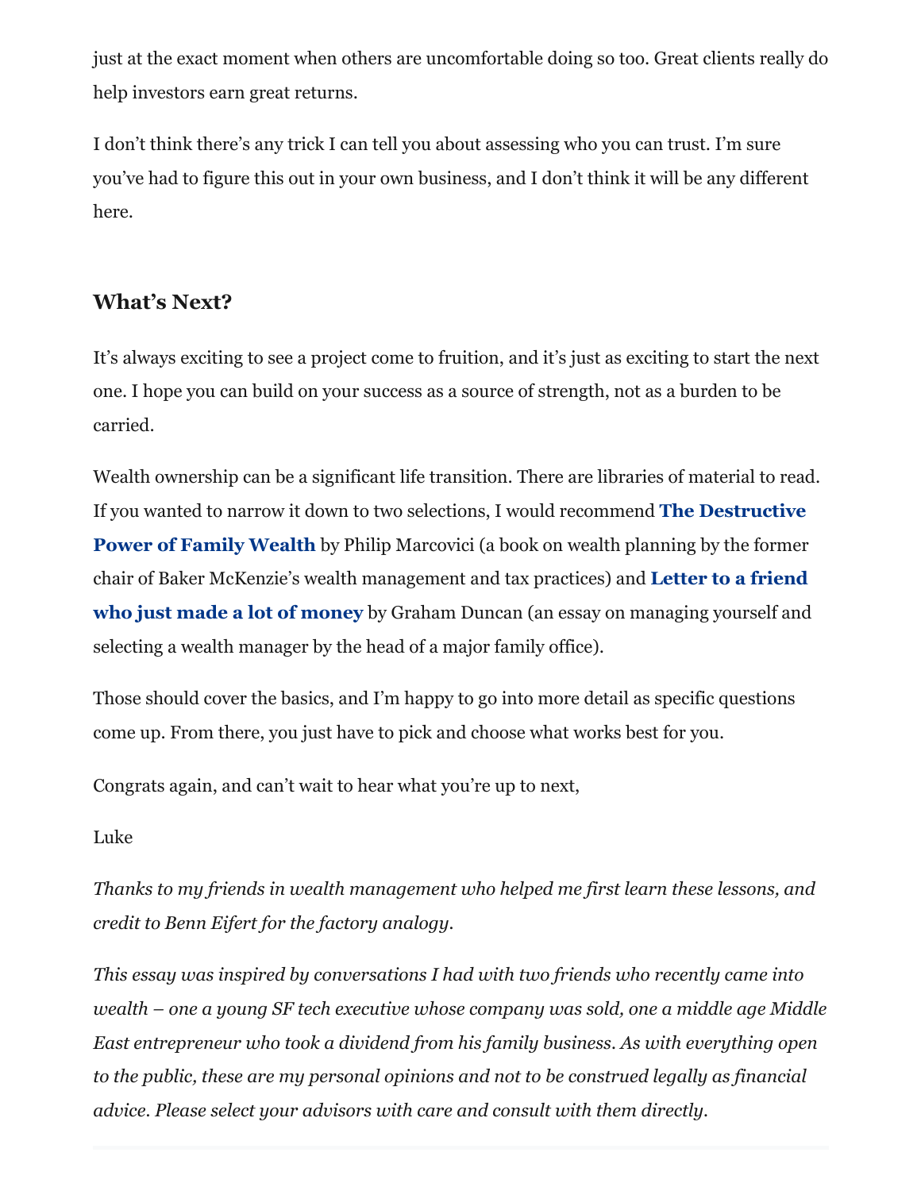just at the exact moment when others are uncomfortable doing so too. Great clients really do help investors earn great returns.

I don't think there's any trick I can tell you about assessing who you can trust. I'm sure you've had to figure this out in your own business, and I don't think it will be any different here.

### What's Next?

It's always exciting to see a project come to fruition, and it's just as exciting to start the next one. I hope you can build on your success as a source of strength, not as a burden to be carried.

Wealth ownership can be a significant life transition. There are libraries of material to read. If you wanted to narrow it down to two selections, I would recommend **The Destructive Power of Family Wealth** by Philip Marcovici (a book on wealth planning by the former chair of Baker McKenzie's wealth management and tax practices) and **Letter to a friend who just made a lot of money** by Graham Duncan (an essay on managing yourself and selecting a wealth manager by the head of a major family office).

Those should cover the basics, and I'm happy to go into more detail as specific questions come up. From there, you just have to pick and choose what works best for you.

Congrats again, and can't wait to hear what you're up to next,

Luke

*Thanks to my friends in wealth management who helped me first learn these lessons, and credit to Benn Eifert for the factory analogy.*

*This essay was inspired by conversations I had with two friends who recently came into wealth – one a young SF tech executive whose company was sold, one a middle age Middle East entrepreneur who took a dividend from his family business. As with everything open to the public, these are my personal opinions and not to be construed legally as financial advice. Please select your advisors with care and consult with them directly.*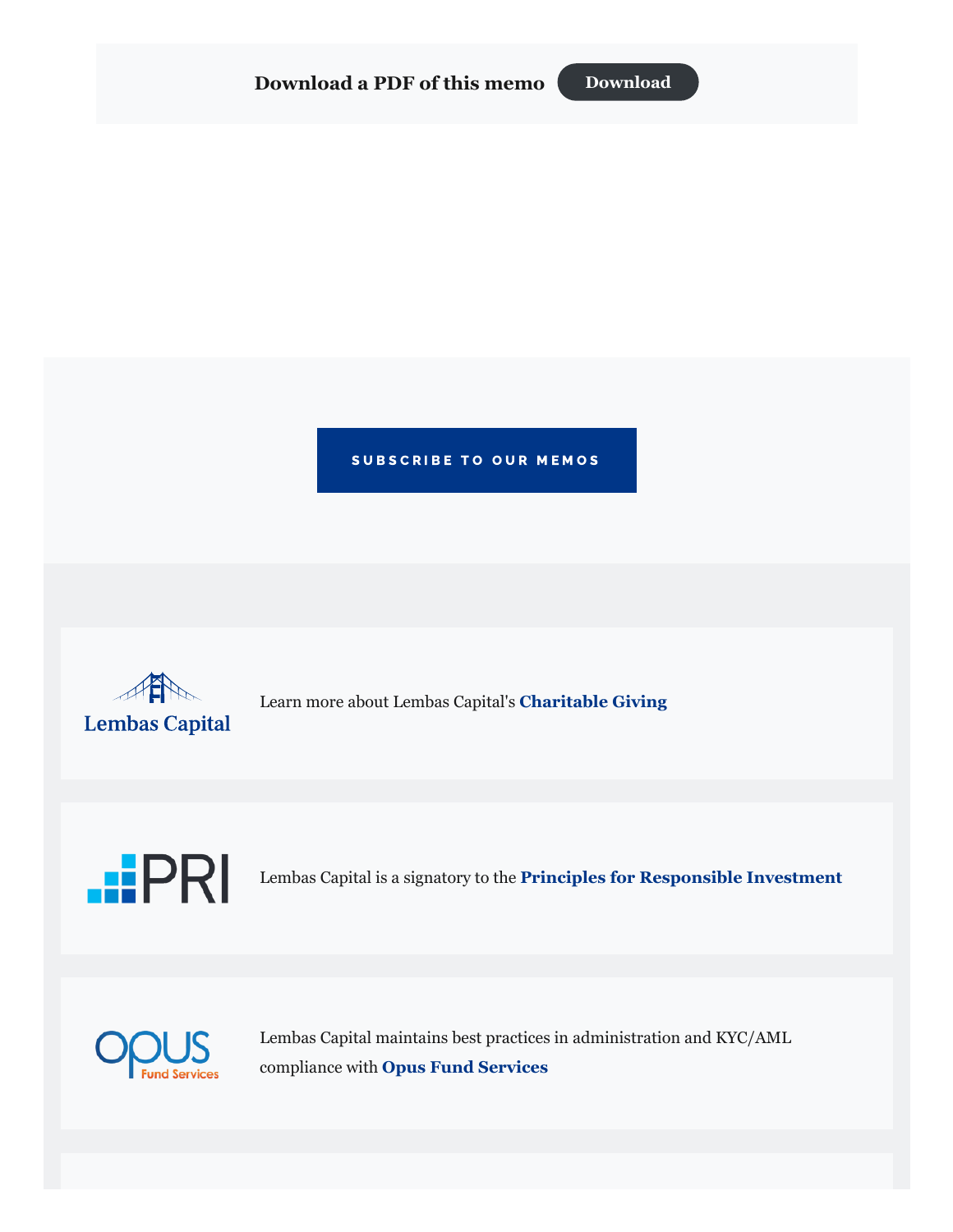Download a PDF of this memo **Download**

**SUBSCRIBE TO OUR MEMOS**

Lembas Capital

Learn more about Lembas Capital's **Charitable Giving**

PRI

Lembas Capital is a signatory to the **Principles for Responsible Investment**

opus Fund Services

Lembas Capital maintains best practices in administration and KYC/AML compliance with **Opus Fund Services**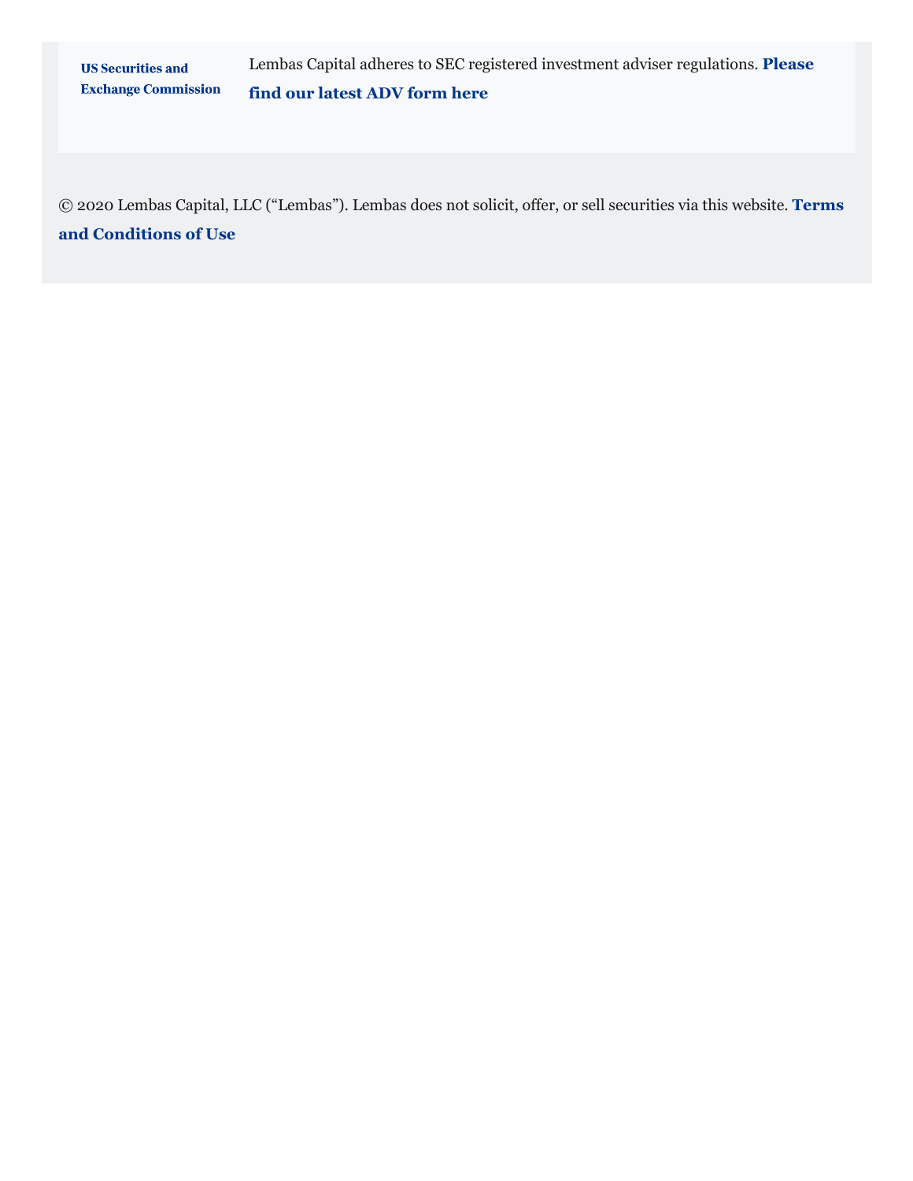**US Securities and Exchange Commission**

Lembas Capital adheres to SEC registered investment adviser regulations. **Please find our latest ADV form here**

© 2020 Lembas Capital, LLC (“Lembas”). Lembas does not solicit, offer, or sell securities via this website. **Terms and Conditions of Use**